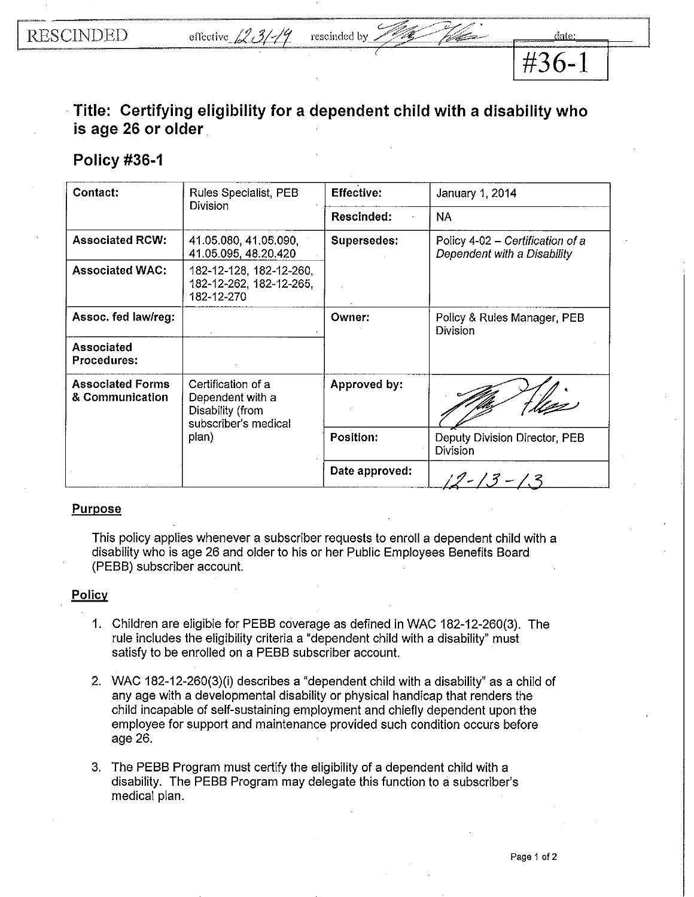RESCINDED effective 12-31-19 rescinded by [signature] date:

#36-1

# Title: Certifying eligibility for a dependent child with a disability who is age 26 or older

## Policy #36-1

| Contact: | Rules Specialist, PEB Division | Effective: | January 1, 2014 |
|---|---|---|---|
| | | Rescinded: | NA |
| Associated RCW: | 41.05.080, 41.05.090, 41.05.095, 48.20.420 | Supersedes: | Policy 4-02 – *Certification of a Dependent with a Disability* |
| Associated WAC: | 182-12-128, 182-12-260, 182-12-262, 182-12-265, 182-12-270 | | |
| Assoc. fed law/reg: | | Owner: | Policy & Rules Manager, PEB Division |
| Associated Procedures: | | | |
| Associated Forms & Communication | Certification of a Dependent with a Disability (from subscriber's medical plan) | Approved by: | [signature] |
| | | Position: | Deputy Division Director, PEB Division |
| | | Date approved: | 12-13-13 |

### Purpose

This policy applies whenever a subscriber requests to enroll a dependent child with a disability who is age 26 and older to his or her Public Employees Benefits Board (PEBB) subscriber account.

### Policy

1. Children are eligible for PEBB coverage as defined in WAC 182-12-260(3). The rule includes the eligibility criteria a "dependent child with a disability" must satisfy to be enrolled on a PEBB subscriber account.

2. WAC 182-12-260(3)(i) describes a "dependent child with a disability" as a child of any age with a developmental disability or physical handicap that renders the child incapable of self-sustaining employment and chiefly dependent upon the employee for support and maintenance provided such condition occurs before age 26.

3. The PEBB Program must certify the eligibility of a dependent child with a disability. The PEBB Program may delegate this function to a subscriber's medical plan.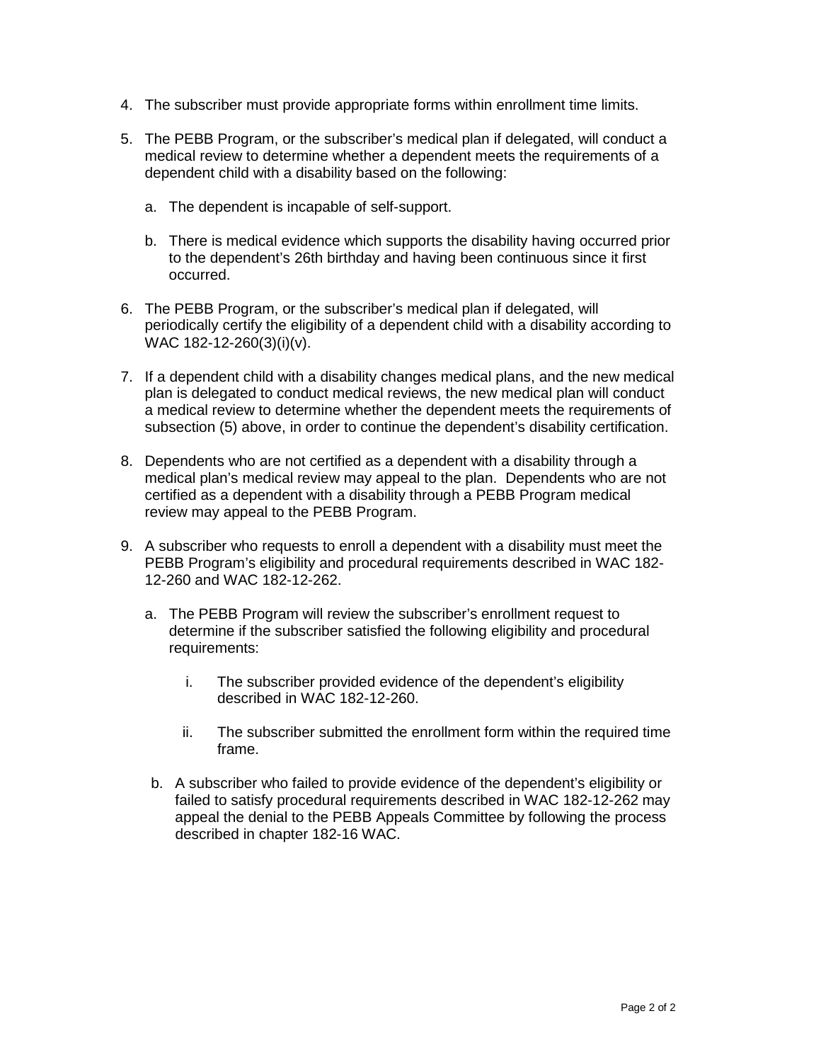4. The subscriber must provide appropriate forms within enrollment time limits.

5. The PEBB Program, or the subscriber's medical plan if delegated, will conduct a medical review to determine whether a dependent meets the requirements of a dependent child with a disability based on the following:

   a. The dependent is incapable of self-support.

   b. There is medical evidence which supports the disability having occurred prior to the dependent's 26th birthday and having been continuous since it first occurred.

6. The PEBB Program, or the subscriber's medical plan if delegated, will periodically certify the eligibility of a dependent child with a disability according to WAC 182-12-260(3)(i)(v).

7. If a dependent child with a disability changes medical plans, and the new medical plan is delegated to conduct medical reviews, the new medical plan will conduct a medical review to determine whether the dependent meets the requirements of subsection (5) above, in order to continue the dependent's disability certification.

8. Dependents who are not certified as a dependent with a disability through a medical plan's medical review may appeal to the plan. Dependents who are not certified as a dependent with a disability through a PEBB Program medical review may appeal to the PEBB Program.

9. A subscriber who requests to enroll a dependent with a disability must meet the PEBB Program's eligibility and procedural requirements described in WAC 182-12-260 and WAC 182-12-262.

   a. The PEBB Program will review the subscriber's enrollment request to determine if the subscriber satisfied the following eligibility and procedural requirements:

      i. The subscriber provided evidence of the dependent's eligibility described in WAC 182-12-260.

      ii. The subscriber submitted the enrollment form within the required time frame.

   b. A subscriber who failed to provide evidence of the dependent's eligibility or failed to satisfy procedural requirements described in WAC 182-12-262 may appeal the denial to the PEBB Appeals Committee by following the process described in chapter 182-16 WAC.